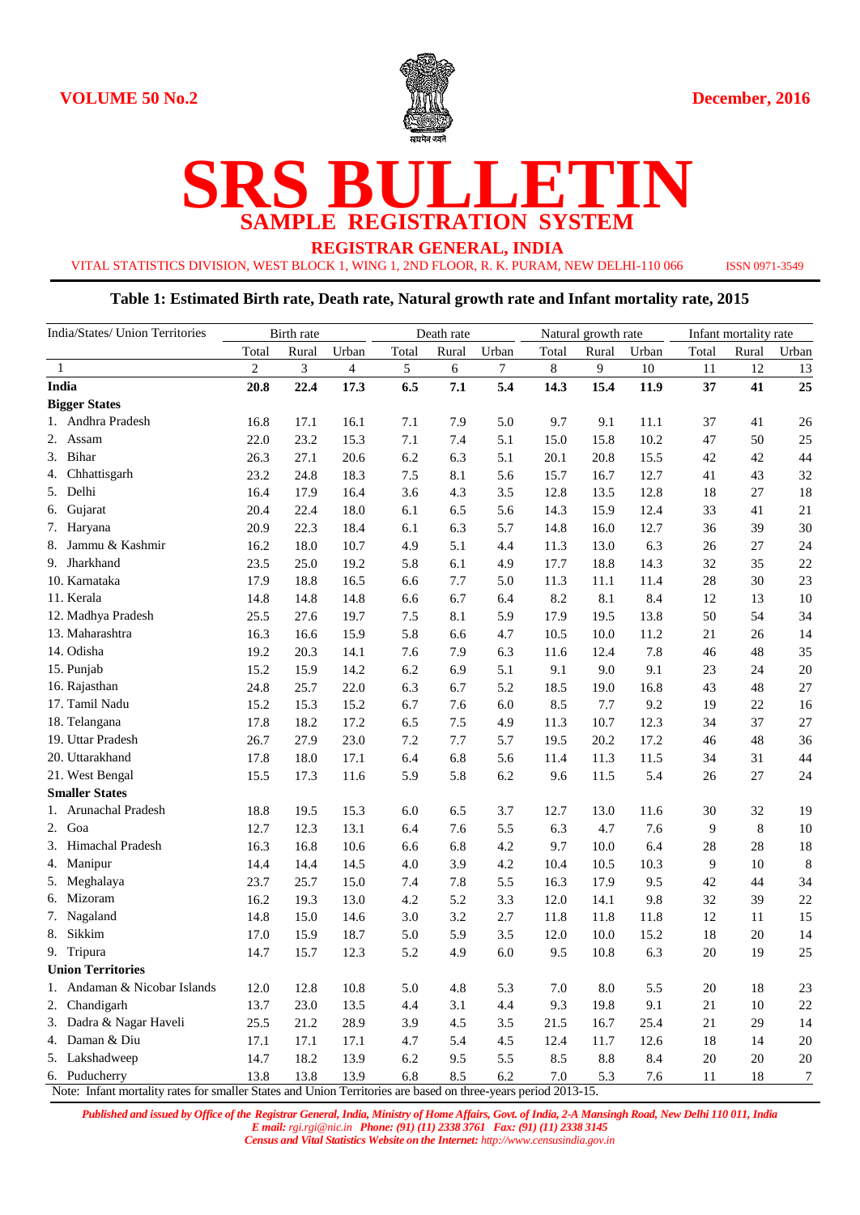VOLUME 50 No.2

December, 2016

# SRS BULLETIN

## SAMPLE REGISTRATION SYSTEM

### REGISTRAR GENERAL, INDIA

VITAL STATISTICS DIVISION, WEST BLOCK 1, WING 1, 2ND FLOOR, R. K. PURAM, NEW DELHI-110 066

ISSN 0971-3549

### Table 1: Estimated Birth rate, Death rate, Natural growth rate and Infant mortality rate, 2015

| India/States/ Union Territories | Birth rate | | | Death rate | | | Natural growth rate | | | Infant mortality rate | | |
|---|---|---|---|---|---|---|---|---|---|---|---|---|
| | Total | Rural | Urban | Total | Rural | Urban | Total | Rural | Urban | Total | Rural | Urban |
| 1 | 2 | 3 | 4 | 5 | 6 | 7 | 8 | 9 | 10 | 11 | 12 | 13 |
| **India** | **20.8** | **22.4** | **17.3** | **6.5** | **7.1** | **5.4** | **14.3** | **15.4** | **11.9** | **37** | **41** | **25** |
| **Bigger States** | | | | | | | | | | | | |
| 1. Andhra Pradesh | 16.8 | 17.1 | 16.1 | 7.1 | 7.9 | 5.0 | 9.7 | 9.1 | 11.1 | 37 | 41 | 26 |
| 2. Assam | 22.0 | 23.2 | 15.3 | 7.1 | 7.4 | 5.1 | 15.0 | 15.8 | 10.2 | 47 | 50 | 25 |
| 3. Bihar | 26.3 | 27.1 | 20.6 | 6.2 | 6.3 | 5.1 | 20.1 | 20.8 | 15.5 | 42 | 42 | 44 |
| 4. Chhattisgarh | 23.2 | 24.8 | 18.3 | 7.5 | 8.1 | 5.6 | 15.7 | 16.7 | 12.7 | 41 | 43 | 32 |
| 5. Delhi | 16.4 | 17.9 | 16.4 | 3.6 | 4.3 | 3.5 | 12.8 | 13.5 | 12.8 | 18 | 27 | 18 |
| 6. Gujarat | 20.4 | 22.4 | 18.0 | 6.1 | 6.5 | 5.6 | 14.3 | 15.9 | 12.4 | 33 | 41 | 21 |
| 7. Haryana | 20.9 | 22.3 | 18.4 | 6.1 | 6.3 | 5.7 | 14.8 | 16.0 | 12.7 | 36 | 39 | 30 |
| 8. Jammu & Kashmir | 16.2 | 18.0 | 10.7 | 4.9 | 5.1 | 4.4 | 11.3 | 13.0 | 6.3 | 26 | 27 | 24 |
| 9. Jharkhand | 23.5 | 25.0 | 19.2 | 5.8 | 6.1 | 4.9 | 17.7 | 18.8 | 14.3 | 32 | 35 | 22 |
| 10. Karnataka | 17.9 | 18.8 | 16.5 | 6.6 | 7.7 | 5.0 | 11.3 | 11.1 | 11.4 | 28 | 30 | 23 |
| 11. Kerala | 14.8 | 14.8 | 14.8 | 6.6 | 6.7 | 6.4 | 8.2 | 8.1 | 8.4 | 12 | 13 | 10 |
| 12. Madhya Pradesh | 25.5 | 27.6 | 19.7 | 7.5 | 8.1 | 5.9 | 17.9 | 19.5 | 13.8 | 50 | 54 | 34 |
| 13. Maharashtra | 16.3 | 16.6 | 15.9 | 5.8 | 6.6 | 4.7 | 10.5 | 10.0 | 11.2 | 21 | 26 | 14 |
| 14. Odisha | 19.2 | 20.3 | 14.1 | 7.6 | 7.9 | 6.3 | 11.6 | 12.4 | 7.8 | 46 | 48 | 35 |
| 15. Punjab | 15.2 | 15.9 | 14.2 | 6.2 | 6.9 | 5.1 | 9.1 | 9.0 | 9.1 | 23 | 24 | 20 |
| 16. Rajasthan | 24.8 | 25.7 | 22.0 | 6.3 | 6.7 | 5.2 | 18.5 | 19.0 | 16.8 | 43 | 48 | 27 |
| 17. Tamil Nadu | 15.2 | 15.3 | 15.2 | 6.7 | 7.6 | 6.0 | 8.5 | 7.7 | 9.2 | 19 | 22 | 16 |
| 18. Telangana | 17.8 | 18.2 | 17.2 | 6.5 | 7.5 | 4.9 | 11.3 | 10.7 | 12.3 | 34 | 37 | 27 |
| 19. Uttar Pradesh | 26.7 | 27.9 | 23.0 | 7.2 | 7.7 | 5.7 | 19.5 | 20.2 | 17.2 | 46 | 48 | 36 |
| 20. Uttarakhand | 17.8 | 18.0 | 17.1 | 6.4 | 6.8 | 5.6 | 11.4 | 11.3 | 11.5 | 34 | 31 | 44 |
| 21. West Bengal | 15.5 | 17.3 | 11.6 | 5.9 | 5.8 | 6.2 | 9.6 | 11.5 | 5.4 | 26 | 27 | 24 |
| **Smaller States** | | | | | | | | | | | | |
| 1. Arunachal Pradesh | 18.8 | 19.5 | 15.3 | 6.0 | 6.5 | 3.7 | 12.7 | 13.0 | 11.6 | 30 | 32 | 19 |
| 2. Goa | 12.7 | 12.3 | 13.1 | 6.4 | 7.6 | 5.5 | 6.3 | 4.7 | 7.6 | 9 | 8 | 10 |
| 3. Himachal Pradesh | 16.3 | 16.8 | 10.6 | 6.6 | 6.8 | 4.2 | 9.7 | 10.0 | 6.4 | 28 | 28 | 18 |
| 4. Manipur | 14.4 | 14.4 | 14.5 | 4.0 | 3.9 | 4.2 | 10.4 | 10.5 | 10.3 | 9 | 10 | 8 |
| 5. Meghalaya | 23.7 | 25.7 | 15.0 | 7.4 | 7.8 | 5.5 | 16.3 | 17.9 | 9.5 | 42 | 44 | 34 |
| 6. Mizoram | 16.2 | 19.3 | 13.0 | 4.2 | 5.2 | 3.3 | 12.0 | 14.1 | 9.8 | 32 | 39 | 22 |
| 7. Nagaland | 14.8 | 15.0 | 14.6 | 3.0 | 3.2 | 2.7 | 11.8 | 11.8 | 11.8 | 12 | 11 | 15 |
| 8. Sikkim | 17.0 | 15.9 | 18.7 | 5.0 | 5.9 | 3.5 | 12.0 | 10.0 | 15.2 | 18 | 20 | 14 |
| 9. Tripura | 14.7 | 15.7 | 12.3 | 5.2 | 4.9 | 6.0 | 9.5 | 10.8 | 6.3 | 20 | 19 | 25 |
| **Union Territories** | | | | | | | | | | | | |
| 1. Andaman & Nicobar Islands | 12.0 | 12.8 | 10.8 | 5.0 | 4.8 | 5.3 | 7.0 | 8.0 | 5.5 | 20 | 18 | 23 |
| 2. Chandigarh | 13.7 | 23.0 | 13.5 | 4.4 | 3.1 | 4.4 | 9.3 | 19.8 | 9.1 | 21 | 10 | 22 |
| 3. Dadra & Nagar Haveli | 25.5 | 21.2 | 28.9 | 3.9 | 4.5 | 3.5 | 21.5 | 16.7 | 25.4 | 21 | 29 | 14 |
| 4. Daman & Diu | 17.1 | 17.1 | 17.1 | 4.7 | 5.4 | 4.5 | 12.4 | 11.7 | 12.6 | 18 | 14 | 20 |
| 5. Lakshadweep | 14.7 | 18.2 | 13.9 | 6.2 | 9.5 | 5.5 | 8.5 | 8.8 | 8.4 | 20 | 20 | 20 |
| 6. Puducherry | 13.8 | 13.8 | 13.9 | 6.8 | 8.5 | 6.2 | 7.0 | 5.3 | 7.6 | 11 | 18 | 7 |

Note: Infant mortality rates for smaller States and Union Territories are based on three-years period 2013-15.

*Published and issued by Office of the Registrar General, India, Ministry of Home Affairs, Govt. of India, 2-A Mansingh Road, New Delhi 110 011, India*
*E mail: rgi.rgi@nic.in Phone: (91) (11) 2338 3761 Fax: (91) (11) 2338 3145*
*Census and Vital Statistics Website on the Internet: http://www.censusindia.gov.in*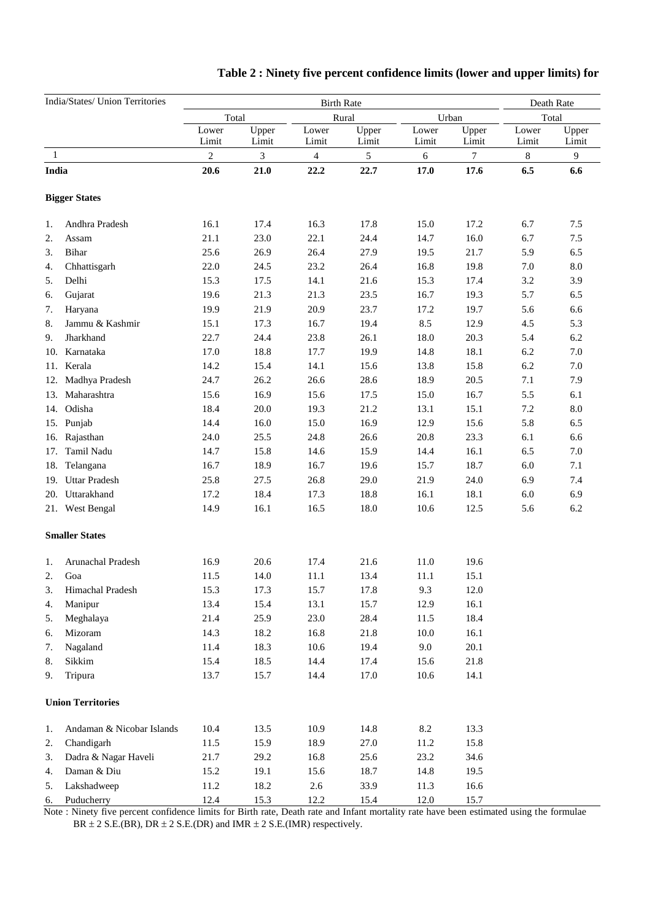**Table 2 : Ninety five percent confidence limits (lower and upper limits) for**

| India/States/ Union Territories | Birth Rate | | | | | | Death Rate | |
|---|---|---|---|---|---|---|---|---|
| | Total | | Rural | | Urban | | Total | |
| | Lower Limit | Upper Limit | Lower Limit | Upper Limit | Lower Limit | Upper Limit | Lower Limit | Upper Limit |
| 1 | 2 | 3 | 4 | 5 | 6 | 7 | 8 | 9 |
| **India** | **20.6** | **21.0** | **22.2** | **22.7** | **17.0** | **17.6** | **6.5** | **6.6** |
| **Bigger States** | | | | | | | | |
| 1. Andhra Pradesh | 16.1 | 17.4 | 16.3 | 17.8 | 15.0 | 17.2 | 6.7 | 7.5 |
| 2. Assam | 21.1 | 23.0 | 22.1 | 24.4 | 14.7 | 16.0 | 6.7 | 7.5 |
| 3. Bihar | 25.6 | 26.9 | 26.4 | 27.9 | 19.5 | 21.7 | 5.9 | 6.5 |
| 4. Chhattisgarh | 22.0 | 24.5 | 23.2 | 26.4 | 16.8 | 19.8 | 7.0 | 8.0 |
| 5. Delhi | 15.3 | 17.5 | 14.1 | 21.6 | 15.3 | 17.4 | 3.2 | 3.9 |
| 6. Gujarat | 19.6 | 21.3 | 21.3 | 23.5 | 16.7 | 19.3 | 5.7 | 6.5 |
| 7. Haryana | 19.9 | 21.9 | 20.9 | 23.7 | 17.2 | 19.7 | 5.6 | 6.6 |
| 8. Jammu & Kashmir | 15.1 | 17.3 | 16.7 | 19.4 | 8.5 | 12.9 | 4.5 | 5.3 |
| 9. Jharkhand | 22.7 | 24.4 | 23.8 | 26.1 | 18.0 | 20.3 | 5.4 | 6.2 |
| 10. Karnataka | 17.0 | 18.8 | 17.7 | 19.9 | 14.8 | 18.1 | 6.2 | 7.0 |
| 11. Kerala | 14.2 | 15.4 | 14.1 | 15.6 | 13.8 | 15.8 | 6.2 | 7.0 |
| 12. Madhya Pradesh | 24.7 | 26.2 | 26.6 | 28.6 | 18.9 | 20.5 | 7.1 | 7.9 |
| 13. Maharashtra | 15.6 | 16.9 | 15.6 | 17.5 | 15.0 | 16.7 | 5.5 | 6.1 |
| 14. Odisha | 18.4 | 20.0 | 19.3 | 21.2 | 13.1 | 15.1 | 7.2 | 8.0 |
| 15. Punjab | 14.4 | 16.0 | 15.0 | 16.9 | 12.9 | 15.6 | 5.8 | 6.5 |
| 16. Rajasthan | 24.0 | 25.5 | 24.8 | 26.6 | 20.8 | 23.3 | 6.1 | 6.6 |
| 17. Tamil Nadu | 14.7 | 15.8 | 14.6 | 15.9 | 14.4 | 16.1 | 6.5 | 7.0 |
| 18. Telangana | 16.7 | 18.9 | 16.7 | 19.6 | 15.7 | 18.7 | 6.0 | 7.1 |
| 19. Uttar Pradesh | 25.8 | 27.5 | 26.8 | 29.0 | 21.9 | 24.0 | 6.9 | 7.4 |
| 20. Uttarakhand | 17.2 | 18.4 | 17.3 | 18.8 | 16.1 | 18.1 | 6.0 | 6.9 |
| 21. West Bengal | 14.9 | 16.1 | 16.5 | 18.0 | 10.6 | 12.5 | 5.6 | 6.2 |
| **Smaller States** | | | | | | | | |
| 1. Arunachal Pradesh | 16.9 | 20.6 | 17.4 | 21.6 | 11.0 | 19.6 | | |
| 2. Goa | 11.5 | 14.0 | 11.1 | 13.4 | 11.1 | 15.1 | | |
| 3. Himachal Pradesh | 15.3 | 17.3 | 15.7 | 17.8 | 9.3 | 12.0 | | |
| 4. Manipur | 13.4 | 15.4 | 13.1 | 15.7 | 12.9 | 16.1 | | |
| 5. Meghalaya | 21.4 | 25.9 | 23.0 | 28.4 | 11.5 | 18.4 | | |
| 6. Mizoram | 14.3 | 18.2 | 16.8 | 21.8 | 10.0 | 16.1 | | |
| 7. Nagaland | 11.4 | 18.3 | 10.6 | 19.4 | 9.0 | 20.1 | | |
| 8. Sikkim | 15.4 | 18.5 | 14.4 | 17.4 | 15.6 | 21.8 | | |
| 9. Tripura | 13.7 | 15.7 | 14.4 | 17.0 | 10.6 | 14.1 | | |
| **Union Territories** | | | | | | | | |
| 1. Andaman & Nicobar Islands | 10.4 | 13.5 | 10.9 | 14.8 | 8.2 | 13.3 | | |
| 2. Chandigarh | 11.5 | 15.9 | 18.9 | 27.0 | 11.2 | 15.8 | | |
| 3. Dadra & Nagar Haveli | 21.7 | 29.2 | 16.8 | 25.6 | 23.2 | 34.6 | | |
| 4. Daman & Diu | 15.2 | 19.1 | 15.6 | 18.7 | 14.8 | 19.5 | | |
| 5. Lakshadweep | 11.2 | 18.2 | 2.6 | 33.9 | 11.3 | 16.6 | | |
| 6. Puducherry | 12.4 | 15.3 | 12.2 | 15.4 | 12.0 | 15.7 | | |

Note : Ninety five percent confidence limits for Birth rate, Death rate and Infant mortality rate have been estimated using the formulae $BR \pm 2$ S.E.(BR), $DR \pm 2$ S.E.(DR) and $IMR \pm 2$ S.E.(IMR) respectively.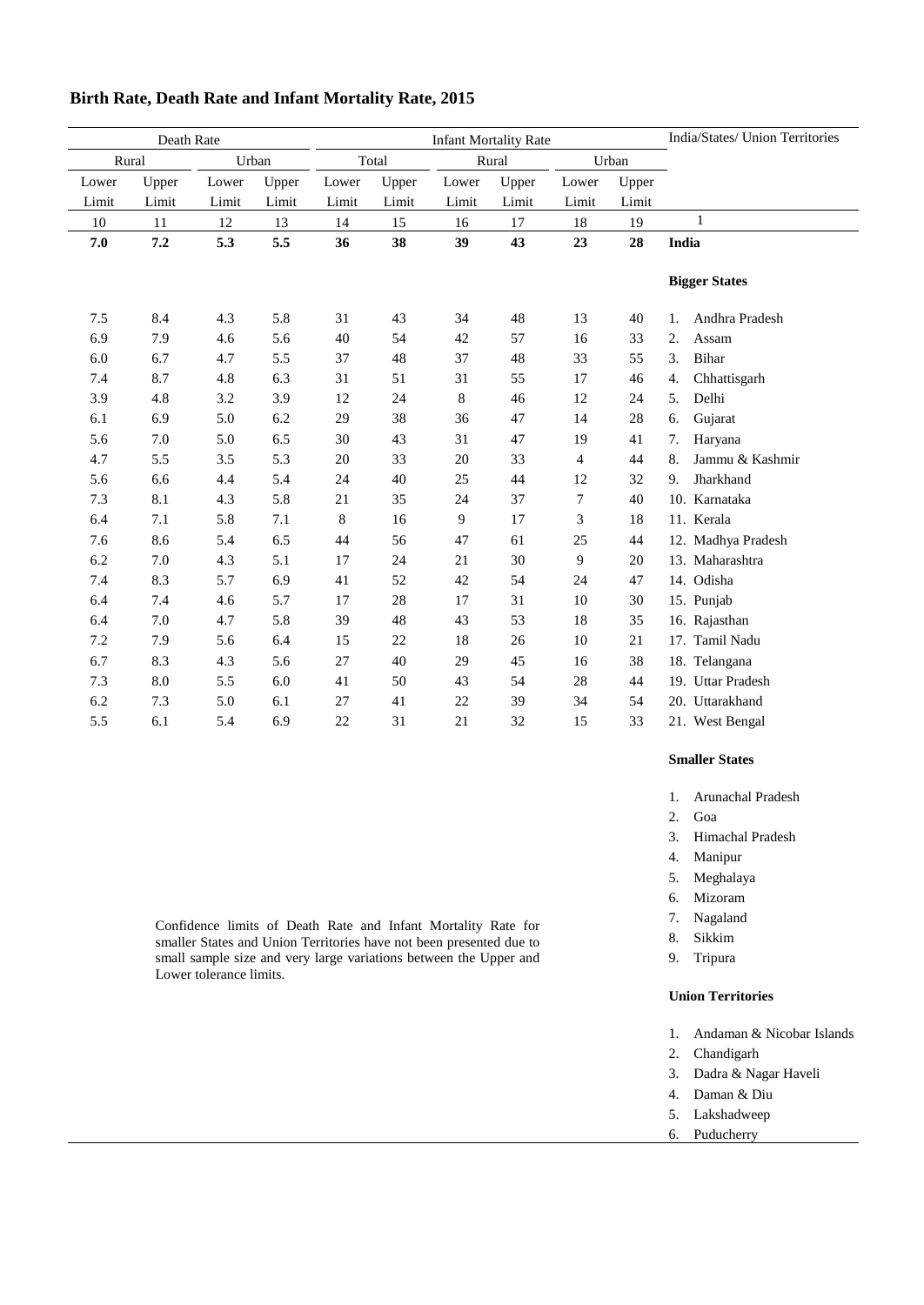## Birth Rate, Death Rate and Infant Mortality Rate, 2015

| Death Rate | | | | Infant Mortality Rate | | | | | | India/States/ Union Territories |
|---|---|---|---|---|---|---|---|---|---|---|
| Rural | | Urban | | Total | | Rural | | Urban | | |
| Lower Limit | Upper Limit | Lower Limit | Upper Limit | Lower Limit | Upper Limit | Lower Limit | Upper Limit | Lower Limit | Upper Limit | |
| 10 | 11 | 12 | 13 | 14 | 15 | 16 | 17 | 18 | 19 | 1 |
| **7.0** | **7.2** | **5.3** | **5.5** | **36** | **38** | **39** | **43** | **23** | **28** | **India** |
| | | | | | | | | | | **Bigger States** |
| 7.5 | 8.4 | 4.3 | 5.8 | 31 | 43 | 34 | 48 | 13 | 40 | 1. Andhra Pradesh |
| 6.9 | 7.9 | 4.6 | 5.6 | 40 | 54 | 42 | 57 | 16 | 33 | 2. Assam |
| 6.0 | 6.7 | 4.7 | 5.5 | 37 | 48 | 37 | 48 | 33 | 55 | 3. Bihar |
| 7.4 | 8.7 | 4.8 | 6.3 | 31 | 51 | 31 | 55 | 17 | 46 | 4. Chhattisgarh |
| 3.9 | 4.8 | 3.2 | 3.9 | 12 | 24 | 8 | 46 | 12 | 24 | 5. Delhi |
| 6.1 | 6.9 | 5.0 | 6.2 | 29 | 38 | 36 | 47 | 14 | 28 | 6. Gujarat |
| 5.6 | 7.0 | 5.0 | 6.5 | 30 | 43 | 31 | 47 | 19 | 41 | 7. Haryana |
| 4.7 | 5.5 | 3.5 | 5.3 | 20 | 33 | 20 | 33 | 4 | 44 | 8. Jammu & Kashmir |
| 5.6 | 6.6 | 4.4 | 5.4 | 24 | 40 | 25 | 44 | 12 | 32 | 9. Jharkhand |
| 7.3 | 8.1 | 4.3 | 5.8 | 21 | 35 | 24 | 37 | 7 | 40 | 10. Karnataka |
| 6.4 | 7.1 | 5.8 | 7.1 | 8 | 16 | 9 | 17 | 3 | 18 | 11. Kerala |
| 7.6 | 8.6 | 5.4 | 6.5 | 44 | 56 | 47 | 61 | 25 | 44 | 12. Madhya Pradesh |
| 6.2 | 7.0 | 4.3 | 5.1 | 17 | 24 | 21 | 30 | 9 | 20 | 13. Maharashtra |
| 7.4 | 8.3 | 5.7 | 6.9 | 41 | 52 | 42 | 54 | 24 | 47 | 14. Odisha |
| 6.4 | 7.4 | 4.6 | 5.7 | 17 | 28 | 17 | 31 | 10 | 30 | 15. Punjab |
| 6.4 | 7.0 | 4.7 | 5.8 | 39 | 48 | 43 | 53 | 18 | 35 | 16. Rajasthan |
| 7.2 | 7.9 | 5.6 | 6.4 | 15 | 22 | 18 | 26 | 10 | 21 | 17. Tamil Nadu |
| 6.7 | 8.3 | 4.3 | 5.6 | 27 | 40 | 29 | 45 | 16 | 38 | 18. Telangana |
| 7.3 | 8.0 | 5.5 | 6.0 | 41 | 50 | 43 | 54 | 28 | 44 | 19. Uttar Pradesh |
| 6.2 | 7.3 | 5.0 | 6.1 | 27 | 41 | 22 | 39 | 34 | 54 | 20. Uttarakhand |
| 5.5 | 6.1 | 5.4 | 6.9 | 22 | 31 | 21 | 32 | 15 | 33 | 21. West Bengal |
| | | | | | | | | | | **Smaller States** |
| | | | | | | | | | | 1. Arunachal Pradesh |
| | | | | | | | | | | 2. Goa |
| | | | | | | | | | | 3. Himachal Pradesh |
| | | | | | | | | | | 4. Manipur |
| | | | | | | | | | | 5. Meghalaya |
| | | | | | | | | | | 6. Mizoram |
| | | | | | | | | | | 7. Nagaland |
| | | | | | | | | | | 8. Sikkim |
| | | | | | | | | | | 9. Tripura |
| | | | | | | | | | | **Union Territories** |
| | | | | | | | | | | 1. Andaman & Nicobar Islands |
| | | | | | | | | | | 2. Chandigarh |
| | | | | | | | | | | 3. Dadra & Nagar Haveli |
| | | | | | | | | | | 4. Daman & Diu |
| | | | | | | | | | | 5. Lakshadweep |
| | | | | | | | | | | 6. Puducherry |

Confidence limits of Death Rate and Infant Mortality Rate for smaller States and Union Territories have not been presented due to small sample size and very large variations between the Upper and Lower tolerance limits.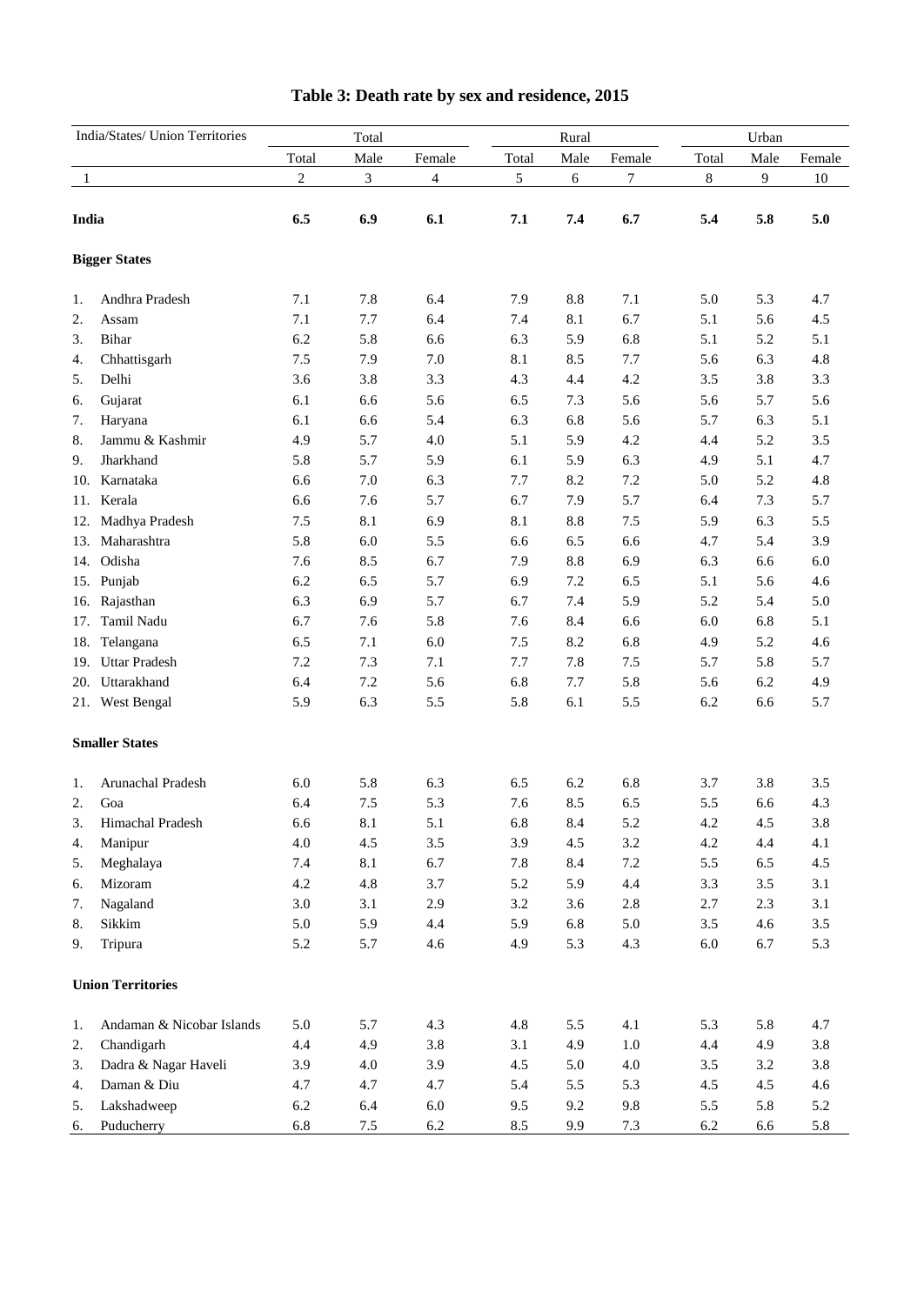# Table 3: Death rate by sex and residence, 2015

| India/States/ Union Territories | Total | | | Rural | | | Urban | | |
|---|---|---|---|---|---|---|---|---|---|
| | Total | Male | Female | Total | Male | Female | Total | Male | Female |
| 1 | 2 | 3 | 4 | 5 | 6 | 7 | 8 | 9 | 10 |
| **India** | **6.5** | **6.9** | **6.1** | **7.1** | **7.4** | **6.7** | **5.4** | **5.8** | **5.0** |
| **Bigger States** | | | | | | | | | |
| 1. Andhra Pradesh | 7.1 | 7.8 | 6.4 | 7.9 | 8.8 | 7.1 | 5.0 | 5.3 | 4.7 |
| 2. Assam | 7.1 | 7.7 | 6.4 | 7.4 | 8.1 | 6.7 | 5.1 | 5.6 | 4.5 |
| 3. Bihar | 6.2 | 5.8 | 6.6 | 6.3 | 5.9 | 6.8 | 5.1 | 5.2 | 5.1 |
| 4. Chhattisgarh | 7.5 | 7.9 | 7.0 | 8.1 | 8.5 | 7.7 | 5.6 | 6.3 | 4.8 |
| 5. Delhi | 3.6 | 3.8 | 3.3 | 4.3 | 4.4 | 4.2 | 3.5 | 3.8 | 3.3 |
| 6. Gujarat | 6.1 | 6.6 | 5.6 | 6.5 | 7.3 | 5.6 | 5.6 | 5.7 | 5.6 |
| 7. Haryana | 6.1 | 6.6 | 5.4 | 6.3 | 6.8 | 5.6 | 5.7 | 6.3 | 5.1 |
| 8. Jammu & Kashmir | 4.9 | 5.7 | 4.0 | 5.1 | 5.9 | 4.2 | 4.4 | 5.2 | 3.5 |
| 9. Jharkhand | 5.8 | 5.7 | 5.9 | 6.1 | 5.9 | 6.3 | 4.9 | 5.1 | 4.7 |
| 10. Karnataka | 6.6 | 7.0 | 6.3 | 7.7 | 8.2 | 7.2 | 5.0 | 5.2 | 4.8 |
| 11. Kerala | 6.6 | 7.6 | 5.7 | 6.7 | 7.9 | 5.7 | 6.4 | 7.3 | 5.7 |
| 12. Madhya Pradesh | 7.5 | 8.1 | 6.9 | 8.1 | 8.8 | 7.5 | 5.9 | 6.3 | 5.5 |
| 13. Maharashtra | 5.8 | 6.0 | 5.5 | 6.6 | 6.5 | 6.6 | 4.7 | 5.4 | 3.9 |
| 14. Odisha | 7.6 | 8.5 | 6.7 | 7.9 | 8.8 | 6.9 | 6.3 | 6.6 | 6.0 |
| 15. Punjab | 6.2 | 6.5 | 5.7 | 6.9 | 7.2 | 6.5 | 5.1 | 5.6 | 4.6 |
| 16. Rajasthan | 6.3 | 6.9 | 5.7 | 6.7 | 7.4 | 5.9 | 5.2 | 5.4 | 5.0 |
| 17. Tamil Nadu | 6.7 | 7.6 | 5.8 | 7.6 | 8.4 | 6.6 | 6.0 | 6.8 | 5.1 |
| 18. Telangana | 6.5 | 7.1 | 6.0 | 7.5 | 8.2 | 6.8 | 4.9 | 5.2 | 4.6 |
| 19. Uttar Pradesh | 7.2 | 7.3 | 7.1 | 7.7 | 7.8 | 7.5 | 5.7 | 5.8 | 5.7 |
| 20. Uttarakhand | 6.4 | 7.2 | 5.6 | 6.8 | 7.7 | 5.8 | 5.6 | 6.2 | 4.9 |
| 21. West Bengal | 5.9 | 6.3 | 5.5 | 5.8 | 6.1 | 5.5 | 6.2 | 6.6 | 5.7 |
| **Smaller States** | | | | | | | | | |
| 1. Arunachal Pradesh | 6.0 | 5.8 | 6.3 | 6.5 | 6.2 | 6.8 | 3.7 | 3.8 | 3.5 |
| 2. Goa | 6.4 | 7.5 | 5.3 | 7.6 | 8.5 | 6.5 | 5.5 | 6.6 | 4.3 |
| 3. Himachal Pradesh | 6.6 | 8.1 | 5.1 | 6.8 | 8.4 | 5.2 | 4.2 | 4.5 | 3.8 |
| 4. Manipur | 4.0 | 4.5 | 3.5 | 3.9 | 4.5 | 3.2 | 4.2 | 4.4 | 4.1 |
| 5. Meghalaya | 7.4 | 8.1 | 6.7 | 7.8 | 8.4 | 7.2 | 5.5 | 6.5 | 4.5 |
| 6. Mizoram | 4.2 | 4.8 | 3.7 | 5.2 | 5.9 | 4.4 | 3.3 | 3.5 | 3.1 |
| 7. Nagaland | 3.0 | 3.1 | 2.9 | 3.2 | 3.6 | 2.8 | 2.7 | 2.3 | 3.1 |
| 8. Sikkim | 5.0 | 5.9 | 4.4 | 5.9 | 6.8 | 5.0 | 3.5 | 4.6 | 3.5 |
| 9. Tripura | 5.2 | 5.7 | 4.6 | 4.9 | 5.3 | 4.3 | 6.0 | 6.7 | 5.3 |
| **Union Territories** | | | | | | | | | |
| 1. Andaman & Nicobar Islands | 5.0 | 5.7 | 4.3 | 4.8 | 5.5 | 4.1 | 5.3 | 5.8 | 4.7 |
| 2. Chandigarh | 4.4 | 4.9 | 3.8 | 3.1 | 4.9 | 1.0 | 4.4 | 4.9 | 3.8 |
| 3. Dadra & Nagar Haveli | 3.9 | 4.0 | 3.9 | 4.5 | 5.0 | 4.0 | 3.5 | 3.2 | 3.8 |
| 4. Daman & Diu | 4.7 | 4.7 | 4.7 | 5.4 | 5.5 | 5.3 | 4.5 | 4.5 | 4.6 |
| 5. Lakshadweep | 6.2 | 6.4 | 6.0 | 9.5 | 9.2 | 9.8 | 5.5 | 5.8 | 5.2 |
| 6. Puducherry | 6.8 | 7.5 | 6.2 | 8.5 | 9.9 | 7.3 | 6.2 | 6.6 | 5.8 |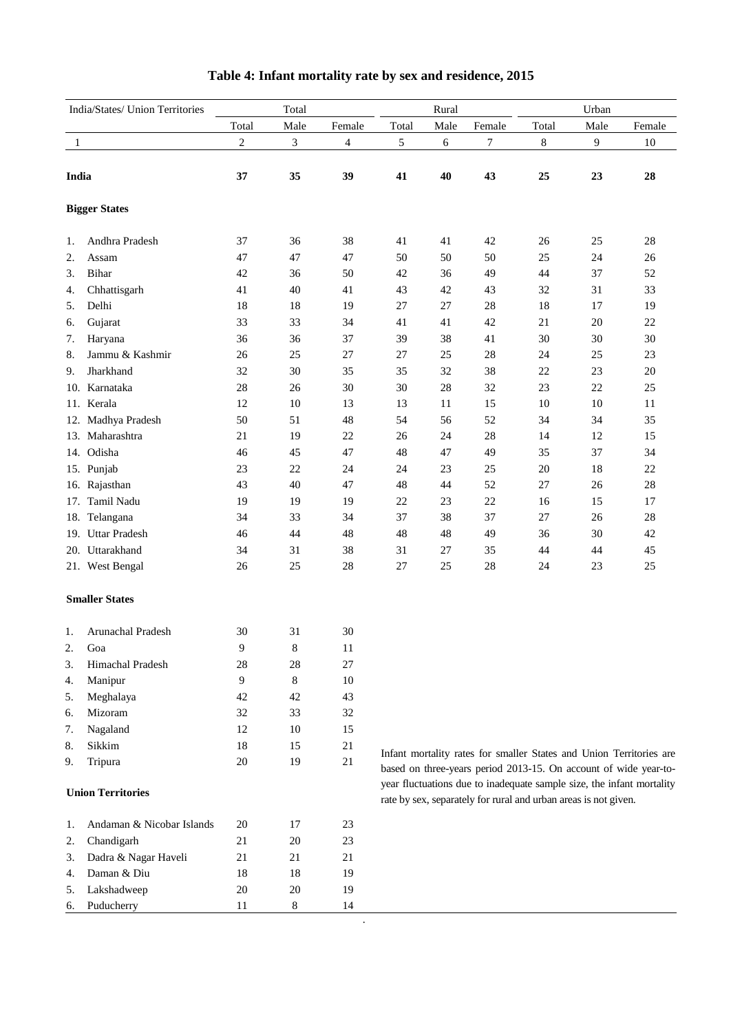# Table 4: Infant mortality rate by sex and residence, 2015

| India/States/ Union Territories | Total | | | Rural | | | Urban | | |
|---|---|---|---|---|---|---|---|---|---|
| | Total | Male | Female | Total | Male | Female | Total | Male | Female |
| 1 | 2 | 3 | 4 | 5 | 6 | 7 | 8 | 9 | 10 |
| **India** | **37** | **35** | **39** | **41** | **40** | **43** | **25** | **23** | **28** |
| **Bigger States** | | | | | | | | | |
| 1. Andhra Pradesh | 37 | 36 | 38 | 41 | 41 | 42 | 26 | 25 | 28 |
| 2. Assam | 47 | 47 | 47 | 50 | 50 | 50 | 25 | 24 | 26 |
| 3. Bihar | 42 | 36 | 50 | 42 | 36 | 49 | 44 | 37 | 52 |
| 4. Chhattisgarh | 41 | 40 | 41 | 43 | 42 | 43 | 32 | 31 | 33 |
| 5. Delhi | 18 | 18 | 19 | 27 | 27 | 28 | 18 | 17 | 19 |
| 6. Gujarat | 33 | 33 | 34 | 41 | 41 | 42 | 21 | 20 | 22 |
| 7. Haryana | 36 | 36 | 37 | 39 | 38 | 41 | 30 | 30 | 30 |
| 8. Jammu & Kashmir | 26 | 25 | 27 | 27 | 25 | 28 | 24 | 25 | 23 |
| 9. Jharkhand | 32 | 30 | 35 | 35 | 32 | 38 | 22 | 23 | 20 |
| 10. Karnataka | 28 | 26 | 30 | 30 | 28 | 32 | 23 | 22 | 25 |
| 11. Kerala | 12 | 10 | 13 | 13 | 11 | 15 | 10 | 10 | 11 |
| 12. Madhya Pradesh | 50 | 51 | 48 | 54 | 56 | 52 | 34 | 34 | 35 |
| 13. Maharashtra | 21 | 19 | 22 | 26 | 24 | 28 | 14 | 12 | 15 |
| 14. Odisha | 46 | 45 | 47 | 48 | 47 | 49 | 35 | 37 | 34 |
| 15. Punjab | 23 | 22 | 24 | 24 | 23 | 25 | 20 | 18 | 22 |
| 16. Rajasthan | 43 | 40 | 47 | 48 | 44 | 52 | 27 | 26 | 28 |
| 17. Tamil Nadu | 19 | 19 | 19 | 22 | 23 | 22 | 16 | 15 | 17 |
| 18. Telangana | 34 | 33 | 34 | 37 | 38 | 37 | 27 | 26 | 28 |
| 19. Uttar Pradesh | 46 | 44 | 48 | 48 | 48 | 49 | 36 | 30 | 42 |
| 20. Uttarakhand | 34 | 31 | 38 | 31 | 27 | 35 | 44 | 44 | 45 |
| 21. West Bengal | 26 | 25 | 28 | 27 | 25 | 28 | 24 | 23 | 25 |
| **Smaller States** | | | | | | | | | |
| 1. Arunachal Pradesh | 30 | 31 | 30 | | | | | | |
| 2. Goa | 9 | 8 | 11 | | | | | | |
| 3. Himachal Pradesh | 28 | 28 | 27 | | | | | | |
| 4. Manipur | 9 | 8 | 10 | | | | | | |
| 5. Meghalaya | 42 | 42 | 43 | | | | | | |
| 6. Mizoram | 32 | 33 | 32 | | | | | | |
| 7. Nagaland | 12 | 10 | 15 | | | | | | |
| 8. Sikkim | 18 | 15 | 21 | | | | | | |
| 9. Tripura | 20 | 19 | 21 | | | | | | |
| **Union Territories** | | | | | | | | | |
| 1. Andaman & Nicobar Islands | 20 | 17 | 23 | | | | | | |
| 2. Chandigarh | 21 | 20 | 23 | | | | | | |
| 3. Dadra & Nagar Haveli | 21 | 21 | 21 | | | | | | |
| 4. Daman & Diu | 18 | 18 | 19 | | | | | | |
| 5. Lakshadweep | 20 | 20 | 19 | | | | | | |
| 6. Puducherry | 11 | 8 | 14 | | | | | | |

Infant mortality rates for smaller States and Union Territories are based on three-years period 2013-15. On account of wide year-to-year fluctuations due to inadequate sample size, the infant mortality rate by sex, separately for rural and urban areas is not given.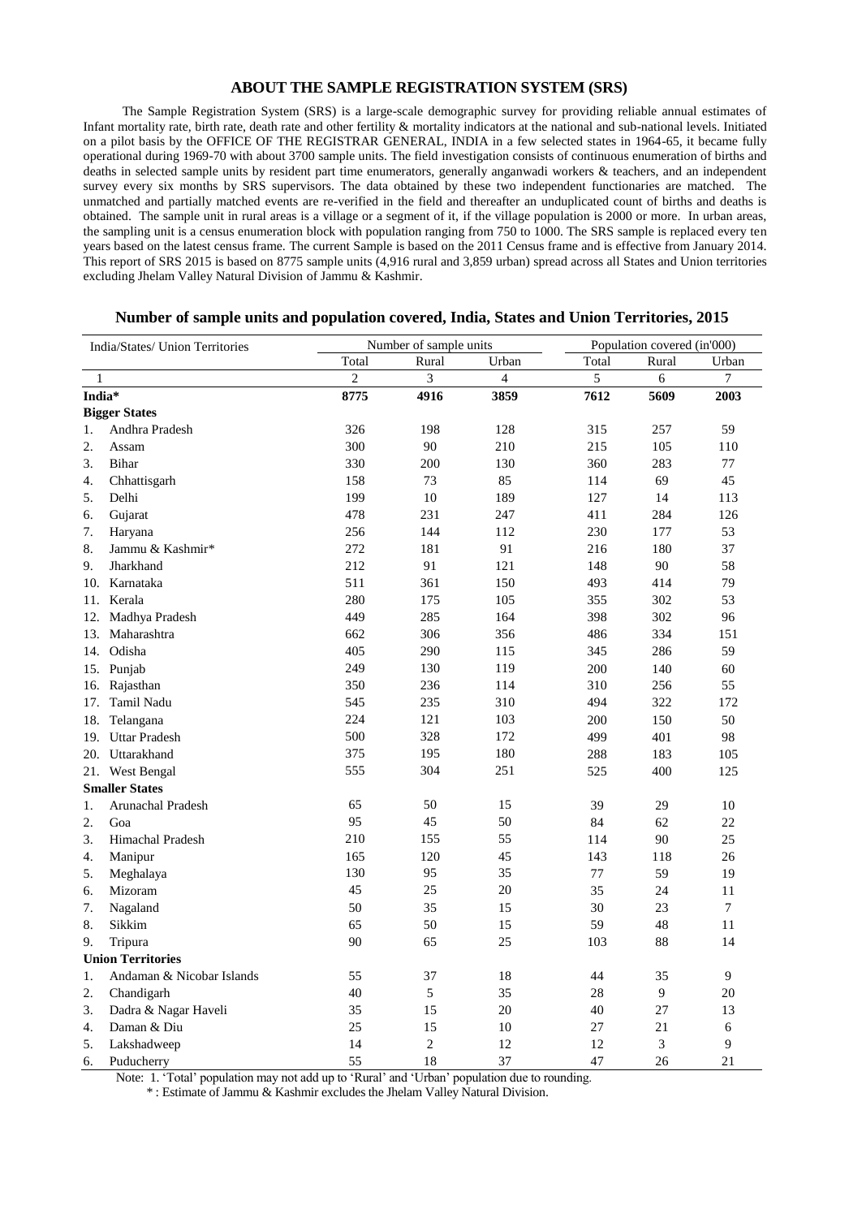## ABOUT THE SAMPLE REGISTRATION SYSTEM (SRS)

The Sample Registration System (SRS) is a large-scale demographic survey for providing reliable annual estimates of Infant mortality rate, birth rate, death rate and other fertility & mortality indicators at the national and sub-national levels. Initiated on a pilot basis by the OFFICE OF THE REGISTRAR GENERAL, INDIA in a few selected states in 1964-65, it became fully operational during 1969-70 with about 3700 sample units. The field investigation consists of continuous enumeration of births and deaths in selected sample units by resident part time enumerators, generally anganwadi workers & teachers, and an independent survey every six months by SRS supervisors. The data obtained by these two independent functionaries are matched. The unmatched and partially matched events are re-verified in the field and thereafter an unduplicated count of births and deaths is obtained. The sample unit in rural areas is a village or a segment of it, if the village population is 2000 or more. In urban areas, the sampling unit is a census enumeration block with population ranging from 750 to 1000. The SRS sample is replaced every ten years based on the latest census frame. The current Sample is based on the 2011 Census frame and is effective from January 2014. This report of SRS 2015 is based on 8775 sample units (4,916 rural and 3,859 urban) spread across all States and Union territories excluding Jhelam Valley Natural Division of Jammu & Kashmir.

### Number of sample units and population covered, India, States and Union Territories, 2015

| India/States/ Union Territories | Number of sample units | | | Population covered (in'000) | | |
|---|---|---|---|---|---|---|
| | Total | Rural | Urban | Total | Rural | Urban |
| 1 | 2 | 3 | 4 | 5 | 6 | 7 |
| **India*** | **8775** | **4916** | **3859** | **7612** | **5609** | **2003** |
| **Bigger States** | | | | | | |
| 1. Andhra Pradesh | 326 | 198 | 128 | 315 | 257 | 59 |
| 2. Assam | 300 | 90 | 210 | 215 | 105 | 110 |
| 3. Bihar | 330 | 200 | 130 | 360 | 283 | 77 |
| 4. Chhattisgarh | 158 | 73 | 85 | 114 | 69 | 45 |
| 5. Delhi | 199 | 10 | 189 | 127 | 14 | 113 |
| 6. Gujarat | 478 | 231 | 247 | 411 | 284 | 126 |
| 7. Haryana | 256 | 144 | 112 | 230 | 177 | 53 |
| 8. Jammu & Kashmir* | 272 | 181 | 91 | 216 | 180 | 37 |
| 9. Jharkhand | 212 | 91 | 121 | 148 | 90 | 58 |
| 10. Karnataka | 511 | 361 | 150 | 493 | 414 | 79 |
| 11. Kerala | 280 | 175 | 105 | 355 | 302 | 53 |
| 12. Madhya Pradesh | 449 | 285 | 164 | 398 | 302 | 96 |
| 13. Maharashtra | 662 | 306 | 356 | 486 | 334 | 151 |
| 14. Odisha | 405 | 290 | 115 | 345 | 286 | 59 |
| 15. Punjab | 249 | 130 | 119 | 200 | 140 | 60 |
| 16. Rajasthan | 350 | 236 | 114 | 310 | 256 | 55 |
| 17. Tamil Nadu | 545 | 235 | 310 | 494 | 322 | 172 |
| 18. Telangana | 224 | 121 | 103 | 200 | 150 | 50 |
| 19. Uttar Pradesh | 500 | 328 | 172 | 499 | 401 | 98 |
| 20. Uttarakhand | 375 | 195 | 180 | 288 | 183 | 105 |
| 21. West Bengal | 555 | 304 | 251 | 525 | 400 | 125 |
| **Smaller States** | | | | | | |
| 1. Arunachal Pradesh | 65 | 50 | 15 | 39 | 29 | 10 |
| 2. Goa | 95 | 45 | 50 | 84 | 62 | 22 |
| 3. Himachal Pradesh | 210 | 155 | 55 | 114 | 90 | 25 |
| 4. Manipur | 165 | 120 | 45 | 143 | 118 | 26 |
| 5. Meghalaya | 130 | 95 | 35 | 77 | 59 | 19 |
| 6. Mizoram | 45 | 25 | 20 | 35 | 24 | 11 |
| 7. Nagaland | 50 | 35 | 15 | 30 | 23 | 7 |
| 8. Sikkim | 65 | 50 | 15 | 59 | 48 | 11 |
| 9. Tripura | 90 | 65 | 25 | 103 | 88 | 14 |
| **Union Territories** | | | | | | |
| 1. Andaman & Nicobar Islands | 55 | 37 | 18 | 44 | 35 | 9 |
| 2. Chandigarh | 40 | 5 | 35 | 28 | 9 | 20 |
| 3. Dadra & Nagar Haveli | 35 | 15 | 20 | 40 | 27 | 13 |
| 4. Daman & Diu | 25 | 15 | 10 | 27 | 21 | 6 |
| 5. Lakshadweep | 14 | 2 | 12 | 12 | 3 | 9 |
| 6. Puducherry | 55 | 18 | 37 | 47 | 26 | 21 |

Note: 1. 'Total' population may not add up to 'Rural' and 'Urban' population due to rounding.

*: Estimate of Jammu & Kashmir excludes the Jhelam Valley Natural Division.